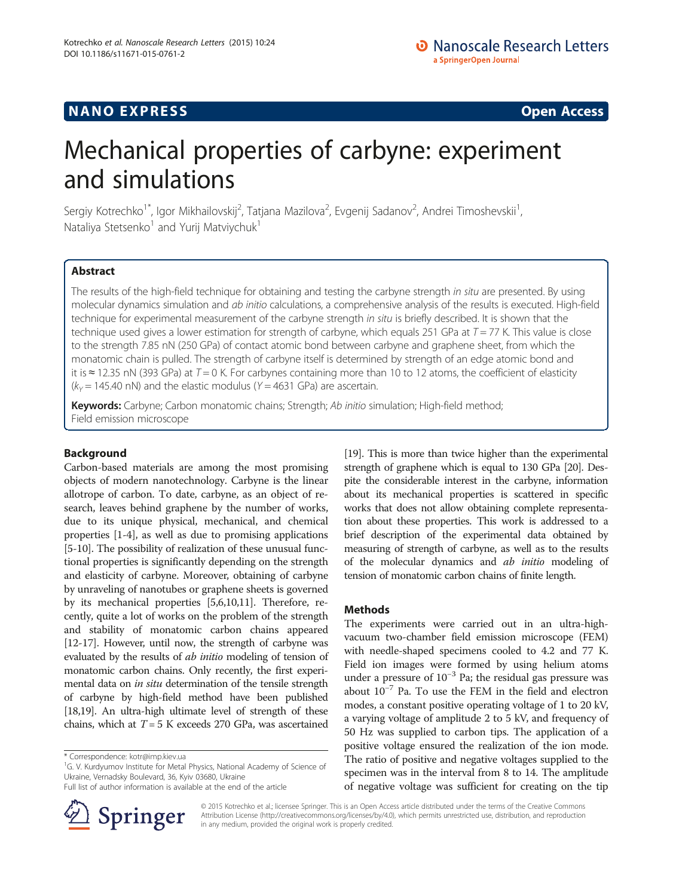NANO EXPRESS **Open Access**

# Mechanical properties of carbyne: experiment and simulations

Sergiy Kotrechko[1*], Igor Mikhailovskij[2], Tatjana Mazilova[2], Evgenij Sadanov[2], Andrei Timoshevskii[1], Nataliya Stetsenko[1] and Yurij Matviychuk[1]

## Abstract

The results of the high-field technique for obtaining and testing the carbyne strength *in situ* are presented. By using molecular dynamics simulation and *ab initio* calculations, a comprehensive analysis of the results is executed. High-field technique for experimental measurement of the carbyne strength *in situ* is briefly described. It is shown that the technique used gives a lower estimation for strength of carbyne, which equals 251 GPa at $T = 77$ K. This value is close to the strength 7.85 nN (250 GPa) of contact atomic bond between carbyne and graphene sheet, from which the monatomic chain is pulled. The strength of carbyne itself is determined by strength of an edge atomic bond and it is ≈ 12.35 nN (393 GPa) at $T = 0$ K. For carbynes containing more than 10 to 12 atoms, the coefficient of elasticity ($k_Y = 145.40$ nN) and the elastic modulus ($Y = 4631$ GPa) are ascertain.

**Keywords:** Carbyne; Carbon monatomic chains; Strength; *Ab initio* simulation; High-field method; Field emission microscope

## Background

Carbon-based materials are among the most promising objects of modern nanotechnology. Carbyne is the linear allotrope of carbon. To date, carbyne, as an object of research, leaves behind graphene by the number of works, due to its unique physical, mechanical, and chemical properties [1-4], as well as due to promising applications [5-10]. The possibility of realization of these unusual functional properties is significantly depending on the strength and elasticity of carbyne. Moreover, obtaining of carbyne by unraveling of nanotubes or graphene sheets is governed by its mechanical properties [5,6,10,11]. Therefore, recently, quite a lot of works on the problem of the strength and stability of monatomic carbon chains appeared [12-17]. However, until now, the strength of carbyne was evaluated by the results of *ab initio* modeling of tension of monatomic carbon chains. Only recently, the first experimental data on *in situ* determination of the tensile strength of carbyne by high-field method have been published [18,19]. An ultra-high ultimate level of strength of these chains, which at $T = 5$ K exceeds 270 GPa, was ascertained [19]. This is more than twice higher than the experimental strength of graphene which is equal to 130 GPa [20]. Despite the considerable interest in the carbyne, information about its mechanical properties is scattered in specific works that does not allow obtaining complete representation about these properties. This work is addressed to a brief description of the experimental data obtained by measuring of strength of carbyne, as well as to the results of the molecular dynamics and *ab initio* modeling of tension of monatomic carbon chains of finite length.

## Methods

The experiments were carried out in an ultra-high-vacuum two-chamber field emission microscope (FEM) with needle-shaped specimens cooled to 4.2 and 77 K. Field ion images were formed by using helium atoms under a pressure of $10^{-3}$ Pa; the residual gas pressure was about $10^{-7}$ Pa. To use the FEM in the field and electron modes, a constant positive operating voltage of 1 to 20 kV, a varying voltage of amplitude 2 to 5 kV, and frequency of 50 Hz was supplied to carbon tips. The application of a positive voltage ensured the realization of the ion mode. The ratio of positive and negative voltages supplied to the specimen was in the interval from 8 to 14. The amplitude of negative voltage was sufficient for creating on the tip

* Correspondence: kotr@imp.kiev.ua
[1]G. V. Kurdyumov Institute for Metal Physics, National Academy of Science of Ukraine, Vernadsky Boulevard, 36, Kyiv 03680, Ukraine
Full list of author information is available at the end of the article

© 2015 Kotrechko et al.; licensee Springer. This is an Open Access article distributed under the terms of the Creative Commons Attribution License (http://creativecommons.org/licenses/by/4.0), which permits unrestricted use, distribution, and reproduction in any medium, provided the original work is properly credited.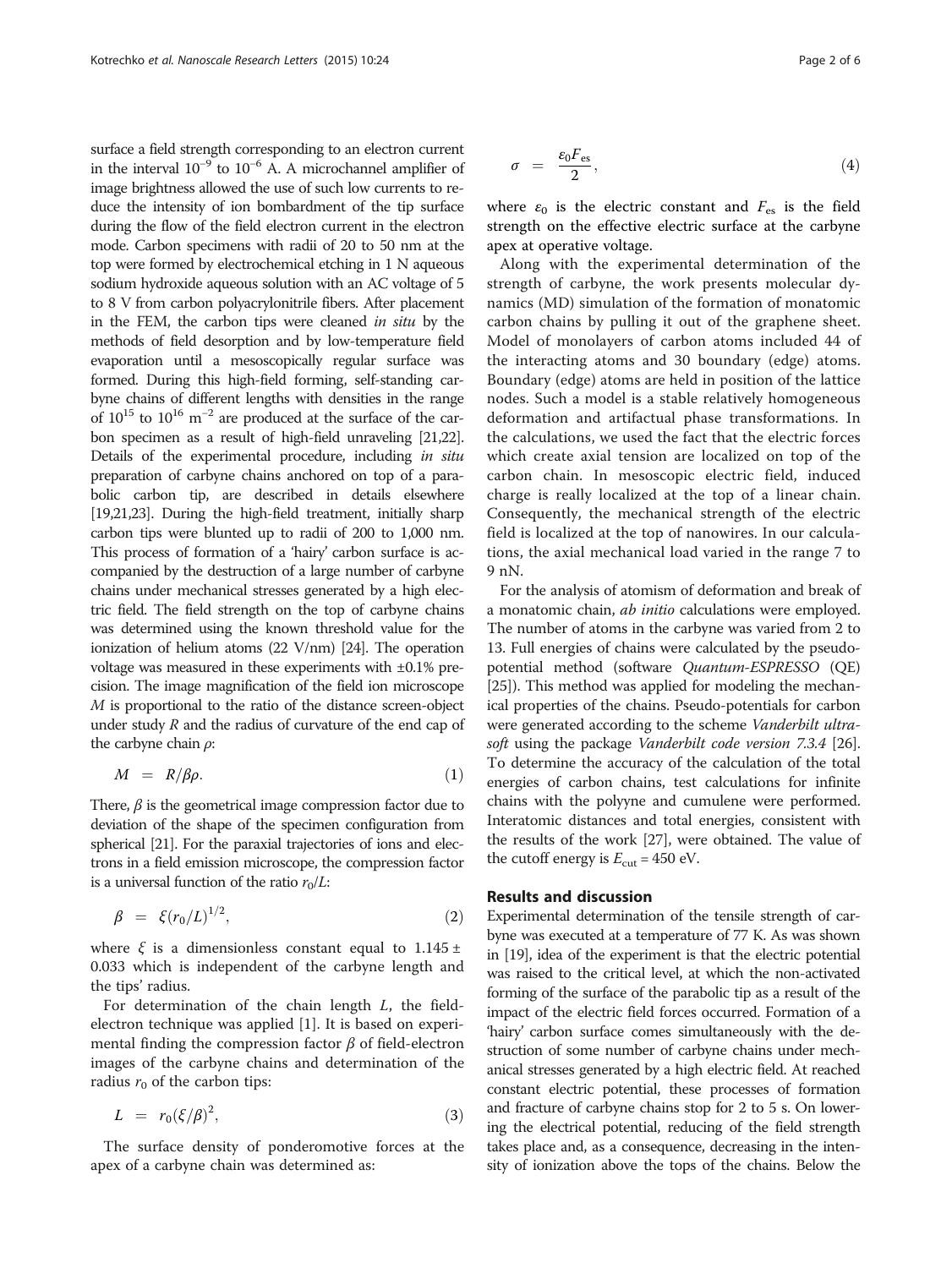surface a field strength corresponding to an electron current in the interval $10^{-9}$ to $10^{-6}$ A. A microchannel amplifier of image brightness allowed the use of such low currents to reduce the intensity of ion bombardment of the tip surface during the flow of the field electron current in the electron mode. Carbon specimens with radii of 20 to 50 nm at the top were formed by electrochemical etching in 1 N aqueous sodium hydroxide aqueous solution with an AC voltage of 5 to 8 V from carbon polyacrylonitrile fibers. After placement in the FEM, the carbon tips were cleaned *in situ* by the methods of field desorption and by low-temperature field evaporation until a mesoscopically regular surface was formed. During this high-field forming, self-standing carbyne chains of different lengths with densities in the range of $10^{15}$ to $10^{16}$ $m^{-2}$ are produced at the surface of the carbon specimen as a result of high-field unraveling [21,22]. Details of the experimental procedure, including *in situ* preparation of carbyne chains anchored on top of a parabolic carbon tip, are described in details elsewhere [19,21,23]. During the high-field treatment, initially sharp carbon tips were blunted up to radii of 200 to 1,000 nm. This process of formation of a 'hairy' carbon surface is accompanied by the destruction of a large number of carbyne chains under mechanical stresses generated by a high electric field. The field strength on the top of carbyne chains was determined using the known threshold value for the ionization of helium atoms (22 V/nm) [24]. The operation voltage was measured in these experiments with ±0.1% precision. The image magnification of the field ion microscope $M$ is proportional to the ratio of the distance screen-object under study $R$ and the radius of curvature of the end cap of the carbyne chain $\rho$:

$$M = R/\beta\rho. \tag{1}$$

There, $\beta$ is the geometrical image compression factor due to deviation of the shape of the specimen configuration from spherical [21]. For the paraxial trajectories of ions and electrons in a field emission microscope, the compression factor is a universal function of the ratio $r_0/L$:

$$\beta = \xi(r_0/L)^{1/2}, \tag{2}$$

where $\xi$ is a dimensionless constant equal to $1.145 \pm 0.033$ which is independent of the carbyne length and the tips' radius.

For determination of the chain length $L$, the field-electron technique was applied [1]. It is based on experimental finding the compression factor $\beta$ of field-electron images of the carbyne chains and determination of the radius $r_0$ of the carbon tips:

$$L = r_0(\xi/\beta)^2, \tag{3}$$

The surface density of ponderomotive forces at the apex of a carbyne chain was determined as:

$$\sigma = \frac{\varepsilon_0 F_{es}}{2}, \tag{4}$$

where $\varepsilon_0$ is the electric constant and $F_{es}$ is the field strength on the effective electric surface at the carbyne apex at operative voltage.

Along with the experimental determination of the strength of carbyne, the work presents molecular dynamics (MD) simulation of the formation of monatomic carbon chains by pulling it out of the graphene sheet. Model of monolayers of carbon atoms included 44 of the interacting atoms and 30 boundary (edge) atoms. Boundary (edge) atoms are held in position of the lattice nodes. Such a model is a stable relatively homogeneous deformation and artifactual phase transformations. In the calculations, we used the fact that the electric forces which create axial tension are localized on top of the carbon chain. In mesoscopic electric field, induced charge is really localized at the top of a linear chain. Consequently, the mechanical strength of the electric field is localized at the top of nanowires. In our calculations, the axial mechanical load varied in the range 7 to 9 nN.

For the analysis of atomism of deformation and break of a monatomic chain, *ab initio* calculations were employed. The number of atoms in the carbyne was varied from 2 to 13. Full energies of chains were calculated by the pseudo-potential method (software *Quantum-ESPRESSO* (QE) [25]). This method was applied for modeling the mechanical properties of the chains. Pseudo-potentials for carbon were generated according to the scheme *Vanderbilt ultra-soft* using the package *Vanderbilt code version 7.3.4* [26]. To determine the accuracy of the calculation of the total energies of carbon chains, test calculations for infinite chains with the polyyne and cumulene were performed. Interatomic distances and total energies, consistent with the results of the work [27], were obtained. The value of the cutoff energy is $E_{cut} = 450$ eV.

## Results and discussion

Experimental determination of the tensile strength of carbyne was executed at a temperature of 77 K. As was shown in [19], idea of the experiment is that the electric potential was raised to the critical level, at which the non-activated forming of the surface of the parabolic tip as a result of the impact of the electric field forces occurred. Formation of a 'hairy' carbon surface comes simultaneously with the destruction of some number of carbyne chains under mechanical stresses generated by a high electric field. At reached constant electric potential, these processes of formation and fracture of carbyne chains stop for 2 to 5 s. On lowering the electrical potential, reducing of the field strength takes place and, as a consequence, decreasing in the intensity of ionization above the tops of the chains. Below the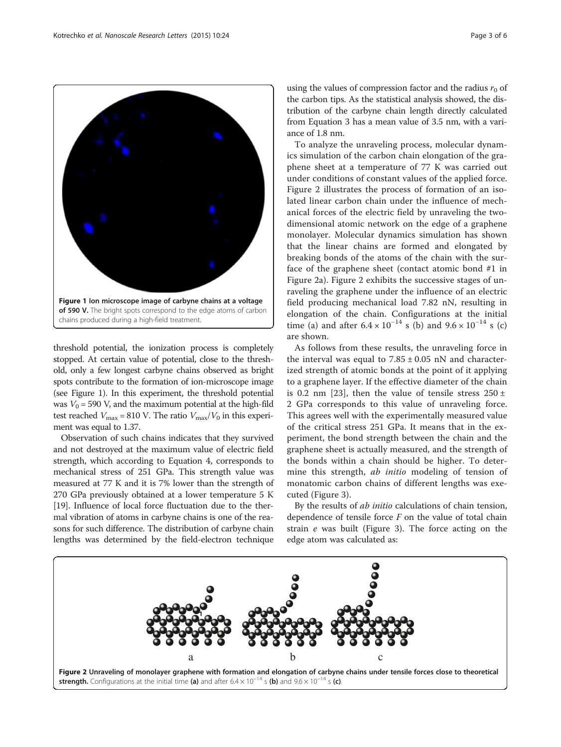Figure 1 Ion microscope image of carbyne chains at a voltage of 590 V. The bright spots correspond to the edge atoms of carbon chains produced during a high-field treatment.

threshold potential, the ionization process is completely stopped. At certain value of potential, close to the threshold, only a few longest carbyne chains observed as bright spots contribute to the formation of ion-microscope image (see Figure 1). In this experiment, the threshold potential was $V_0 = 590$ V, and the maximum potential at the high-fild test reached $V_{max} = 810$ V. The ratio $V_{max}/V_0$ in this experiment was equal to 1.37.

Observation of such chains indicates that they survived and not destroyed at the maximum value of electric field strength, which according to Equation 4, corresponds to mechanical stress of 251 GPa. This strength value was measured at 77 K and it is 7% lower than the strength of 270 GPa previously obtained at a lower temperature 5 K [19]. Influence of local force fluctuation due to the thermal vibration of atoms in carbyne chains is one of the reasons for such difference. The distribution of carbyne chain lengths was determined by the field-electron technique using the values of compression factor and the radius $r_0$ of the carbon tips. As the statistical analysis showed, the distribution of the carbyne chain length directly calculated from Equation 3 has a mean value of 3.5 nm, with a variance of 1.8 nm.

To analyze the unraveling process, molecular dynamics simulation of the carbon chain elongation of the graphene sheet at a temperature of 77 K was carried out under conditions of constant values of the applied force. Figure 2 illustrates the process of formation of an isolated linear carbon chain under the influence of mechanical forces of the electric field by unraveling the two-dimensional atomic network on the edge of a graphene monolayer. Molecular dynamics simulation has shown that the linear chains are formed and elongated by breaking bonds of the atoms of the chain with the surface of the graphene sheet (contact atomic bond #1 in Figure 2a). Figure 2 exhibits the successive stages of unraveling the graphene under the influence of an electric field producing mechanical load 7.82 nN, resulting in elongation of the chain. Configurations at the initial time (a) and after $6.4 \times 10^{-14}$ s (b) and $9.6 \times 10^{-14}$ s (c) are shown.

As follows from these results, the unraveling force in the interval was equal to $7.85 \pm 0.05$ nN and characterized strength of atomic bonds at the point of it applying to a graphene layer. If the effective diameter of the chain is 0.2 nm [23], then the value of tensile stress $250 \pm 2$ GPa corresponds to this value of unraveling force. This agrees well with the experimentally measured value of the critical stress 251 GPa. It means that in the experiment, the bond strength between the chain and the graphene sheet is actually measured, and the strength of the bonds within a chain should be higher. To determine this strength, *ab initio* modeling of tension of monatomic carbon chains of different lengths was executed (Figure 3).

By the results of *ab initio* calculations of chain tension, dependence of tensile force $F$ on the value of total chain strain $e$ was built (Figure 3). The force acting on the edge atom was calculated as:

**Figure 2 Unraveling of monolayer graphene with formation and elongation of carbyne chains under tensile forces close to theoretical strength.** Configurations at the initial time **(a)** and after $6.4 \times 10^{-14}$ s **(b)** and $9.6 \times 10^{-14}$ s **(c)**.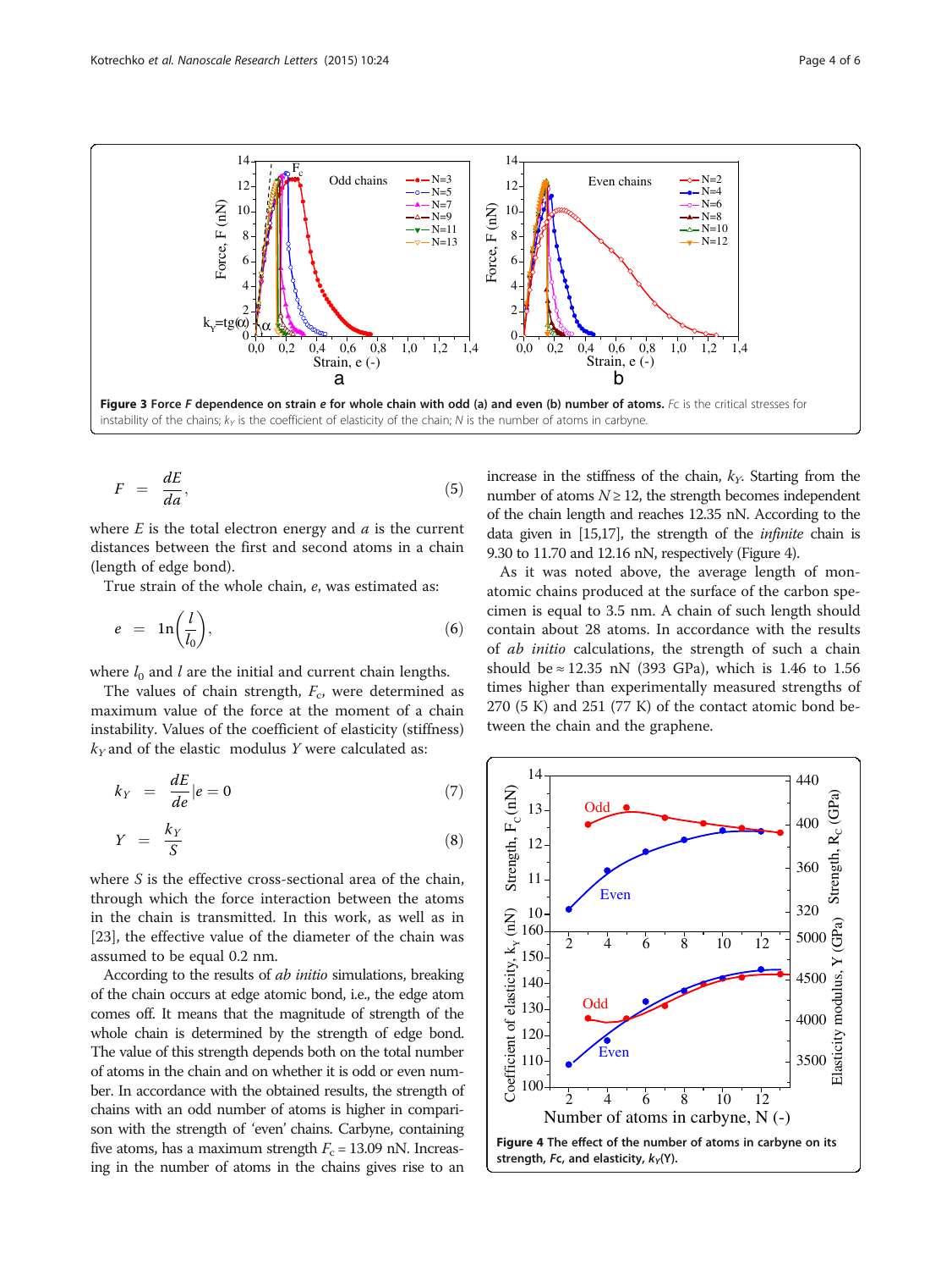Figure 3 Force *F* dependence on strain *e* for whole chain with odd (a) and even (b) number of atoms. *Fc* is the critical stresses for instability of the chains; $k_Y$ is the coefficient of elasticity of the chain; *N* is the number of atoms in carbyne.

$$F = \frac{dE}{da}, \tag{5}$$

where *E* is the total electron energy and *a* is the current distances between the first and second atoms in a chain (length of edge bond).

True strain of the whole chain, *e*, was estimated as:

$$e = \ln\left(\frac{l}{l_0}\right), \tag{6}$$

where $l_0$ and $l$ are the initial and current chain lengths.

The values of chain strength, $F_c$, were determined as maximum value of the force at the moment of a chain instability. Values of the coefficient of elasticity (stiffness) $k_Y$ and of the elastic modulus *Y* were calculated as:

$$k_Y = \frac{dE}{de}\bigg|e = 0 \tag{7}$$

$$Y = \frac{k_Y}{S} \tag{8}$$

where *S* is the effective cross-sectional area of the chain, through which the force interaction between the atoms in the chain is transmitted. In this work, as well as in [23], the effective value of the diameter of the chain was assumed to be equal 0.2 nm.

According to the results of *ab initio* simulations, breaking of the chain occurs at edge atomic bond, i.e., the edge atom comes off. It means that the magnitude of strength of the whole chain is determined by the strength of edge bond. The value of this strength depends both on the total number of atoms in the chain and on whether it is odd or even number. In accordance with the obtained results, the strength of chains with an odd number of atoms is higher in comparison with the strength of 'even' chains. Carbyne, containing five atoms, has a maximum strength $F_c$ = 13.09 nN. Increasing in the number of atoms in the chains gives rise to an increase in the stiffness of the chain, $k_Y$. Starting from the number of atoms $N \geq 12$, the strength becomes independent of the chain length and reaches 12.35 nN. According to the data given in [15,17], the strength of the *infinite* chain is 9.30 to 11.70 and 12.16 nN, respectively (Figure 4).

As it was noted above, the average length of monatomic chains produced at the surface of the carbon specimen is equal to 3.5 nm. A chain of such length should contain about 28 atoms. In accordance with the results of *ab initio* calculations, the strength of such a chain should be ≈ 12.35 nN (393 GPa), which is 1.46 to 1.56 times higher than experimentally measured strengths of 270 (5 K) and 251 (77 K) of the contact atomic bond between the chain and the graphene.

Figure 4 The effect of the number of atoms in carbyne on its strength, *Fc*, and elasticity, $k_Y$(Y).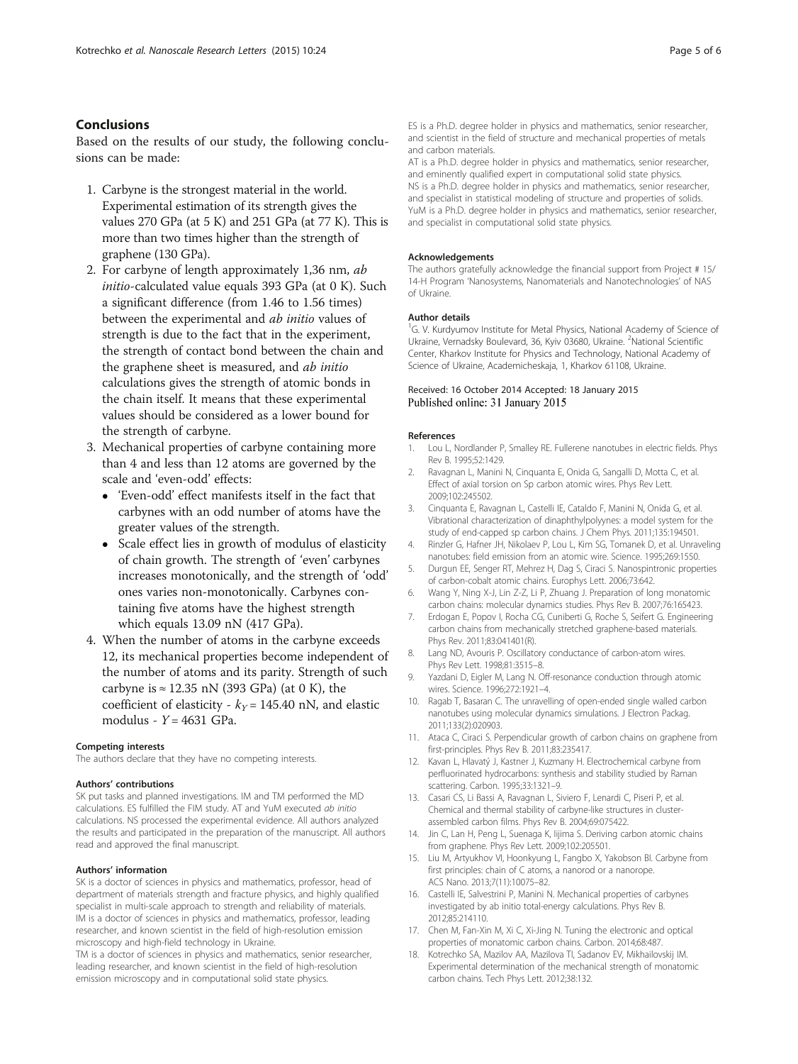## Conclusions

Based on the results of our study, the following conclusions can be made:

1. Carbyne is the strongest material in the world. Experimental estimation of its strength gives the values 270 GPa (at 5 K) and 251 GPa (at 77 K). This is more than two times higher than the strength of graphene (130 GPa).
2. For carbyne of length approximately 1,36 nm, *ab initio*-calculated value equals 393 GPa (at 0 K). Such a significant difference (from 1.46 to 1.56 times) between the experimental and *ab initio* values of strength is due to the fact that in the experiment, the strength of contact bond between the chain and the graphene sheet is measured, and *ab initio* calculations gives the strength of atomic bonds in the chain itself. It means that these experimental values should be considered as a lower bound for the strength of carbyne.
3. Mechanical properties of carbyne containing more than 4 and less than 12 atoms are governed by the scale and 'even-odd' effects:
   - 'Even-odd' effect manifests itself in the fact that carbynes with an odd number of atoms have the greater values of the strength.
   - Scale effect lies in growth of modulus of elasticity of chain growth. The strength of 'even' carbynes increases monotonically, and the strength of 'odd' ones varies non-monotonically. Carbynes containing five atoms have the highest strength which equals 13.09 nN (417 GPa).
4. When the number of atoms in the carbyne exceeds 12, its mechanical properties become independent of the number of atoms and its parity. Strength of such carbyne is ≈ 12.35 nN (393 GPa) (at 0 K), the coefficient of elasticity - $k_Y$ = 145.40 nN, and elastic modulus - $Y$ = 4631 GPa.

#### Competing interests

The authors declare that they have no competing interests.

#### Authors' contributions

SK put tasks and planned investigations. IM and TM performed the MD calculations. ES fulfilled the FIM study. AT and YuM executed *ab initio* calculations. NS processed the experimental evidence. All authors analyzed the results and participated in the preparation of the manuscript. All authors read and approved the final manuscript.

#### Authors' information

SK is a doctor of sciences in physics and mathematics, professor, head of department of materials strength and fracture physics, and highly qualified specialist in multi-scale approach to strength and reliability of materials. IM is a doctor of sciences in physics and mathematics, professor, leading researcher, and known scientist in the field of high-resolution emission microscopy and high-field technology in Ukraine.
TM is a doctor of sciences in physics and mathematics, senior researcher, leading researcher, and known scientist in the field of high-resolution emission microscopy and in computational solid state physics.
ES is a Ph.D. degree holder in physics and mathematics, senior researcher, and scientist in the field of structure and mechanical properties of metals and carbon materials.
AT is a Ph.D. degree holder in physics and mathematics, senior researcher, and eminently qualified expert in computational solid state physics.
NS is a Ph.D. degree holder in physics and mathematics, senior researcher, and specialist in statistical modeling of structure and properties of solids.
YuM is a Ph.D. degree holder in physics and mathematics, senior researcher, and specialist in computational solid state physics.

#### Acknowledgements

The authors gratefully acknowledge the financial support from Project # 15/14-H Program 'Nanosystems, Nanomaterials and Nanotechnologies' of NAS of Ukraine.

#### Author details

[1]G. V. Kurdyumov Institute for Metal Physics, National Academy of Science of Ukraine, Vernadsky Boulevard, 36, Kyiv 03680, Ukraine. [2]National Scientific Center, Kharkov Institute for Physics and Technology, National Academy of Science of Ukraine, Academicheskaja, 1, Kharkov 61108, Ukraine.

Received: 16 October 2014 Accepted: 18 January 2015
Published online: 31 January 2015

#### References

1. Lou L, Nordlander P, Smalley RE. Fullerene nanotubes in electric fields. Phys Rev B. 1995;52:1429.
2. Ravagnan L, Manini N, Cinquanta E, Onida G, Sangalli D, Motta C, et al. Effect of axial torsion on Sp carbon atomic wires. Phys Rev Lett. 2009;102:245502.
3. Cinquanta E, Ravagnan L, Castelli IE, Cataldo F, Manini N, Onida G, et al. Vibrational characterization of dinaphthylpolyynes: a model system for the study of end-capped sp carbon chains. J Chem Phys. 2011;135:194501.
4. Rinzler G, Hafner JH, Nikolaev P, Lou L, Kim SG, Tomanek D, et al. Unraveling nanotubes: field emission from an atomic wire. Science. 1995;269:1550.
5. Durgun EE, Senger RT, Mehrez H, Dag S, Ciraci S. Nanospintronic properties of carbon-cobalt atomic chains. Europhys Lett. 2006;73:642.
6. Wang Y, Ning X-J, Lin Z-Z, Li P, Zhuang J. Preparation of long monatomic carbon chains: molecular dynamics studies. Phys Rev B. 2007;76:165423.
7. Erdogan E, Popov I, Rocha CG, Cuniberti G, Roche S, Seifert G. Engineering carbon chains from mechanically stretched graphene-based materials. Phys Rev. 2011;83:041401(R).
8. Lang ND, Avouris P. Oscillatory conductance of carbon-atom wires. Phys Rev Lett. 1998;81:3515–8.
9. Yazdani D, Eigler M, Lang N. Off-resonance conduction through atomic wires. Science. 1996;272:1921–4.
10. Ragab T, Basaran C. The unravelling of open-ended single walled carbon nanotubes using molecular dynamics simulations. J Electron Packag. 2011;133(2):020903.
11. Ataca C, Ciraci S. Perpendicular growth of carbon chains on graphene from first-principles. Phys Rev B. 2011;83:235417.
12. Kavan L, Hlavatý J, Kastner J, Kuzmany H. Electrochemical carbyne from perfluorinated hydrocarbons: synthesis and stability studied by Raman scattering. Carbon. 1995;33:1321–9.
13. Casari CS, Li Bassi A, Ravagnan L, Siviero F, Lenardi C, Piseri P, et al. Chemical and thermal stability of carbyne-like structures in cluster-assembled carbon films. Phys Rev B. 2004;69:075422.
14. Jin C, Lan H, Peng L, Suenaga K, Iijima S. Deriving carbon atomic chains from graphene. Phys Rev Lett. 2009;102:205501.
15. Liu M, Artyukhov VI, Hoonkyung L, Fangbo X, Yakobson BI. Carbyne from first principles: chain of C atoms, a nanorod or a nanorope. ACS Nano. 2013;7(11):10075–82.
16. Castelli IE, Salvestrini P, Manini N. Mechanical properties of carbynes investigated by ab initio total-energy calculations. Phys Rev B. 2012;85:214110.
17. Chen M, Fan-Xin M, Xi C, Xi-Jing N. Tuning the electronic and optical properties of monatomic carbon chains. Carbon. 2014;68:487.
18. Kotrechko SA, Mazilov AA, Mazilova TI, Sadanov EV, Mikhailovskij IM. Experimental determination of the mechanical strength of monatomic carbon chains. Tech Phys Lett. 2012;38:132.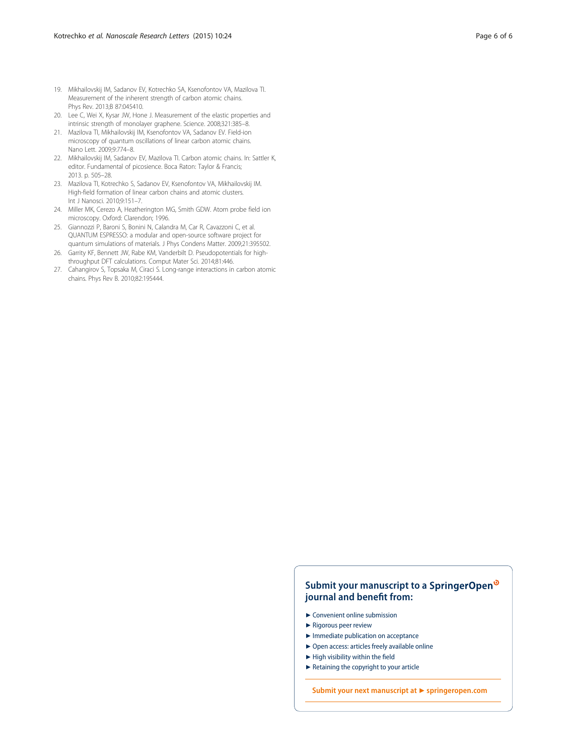19. Mikhailovskij IM, Sadanov EV, Kotrechko SA, Ksenofontov VA, Mazilova TI. Measurement of the inherent strength of carbon atomic chains. Phys Rev. 2013;B 87:045410.
20. Lee C, Wei X, Kysar JW, Hone J. Measurement of the elastic properties and intrinsic strength of monolayer graphene. Science. 2008;321:385–8.
21. Mazilova TI, Mikhailovskij IM, Ksenofontov VA, Sadanov EV. Field-ion microscopy of quantum oscillations of linear carbon atomic chains. Nano Lett. 2009;9:774–8.
22. Mikhailovskij IM, Sadanov EV, Mazilova TI. Carbon atomic chains. In: Sattler K, editor. Fundamental of picosience. Boca Raton: Taylor & Francis; 2013. p. 505–28.
23. Mazilova TI, Kotrechko S, Sadanov EV, Ksenofontov VA, Mikhailovskij IM. High-field formation of linear carbon chains and atomic clusters. Int J Nanosci. 2010;9:151–7.
24. Miller MK, Cerezo A, Heatherington MG, Smith GDW. Atom probe field ion microscopy. Oxford: Clarendon; 1996.
25. Giannozzi P, Baroni S, Bonini N, Calandra M, Car R, Cavazzoni C, et al. QUANTUM ESPRESSO: a modular and open-source software project for quantum simulations of materials. J Phys Condens Matter. 2009;21:395502.
26. Garrity KF, Bennett JW, Rabe KM, Vanderbilt D. Pseudopotentials for high-throughput DFT calculations. Comput Mater Sci. 2014;81:446.
27. Cahangirov S, Topsaka M, Ciraci S. Long-range interactions in carbon atomic chains. Phys Rev B. 2010;82:195444.

**Submit your manuscript to a SpringerOpen journal and benefit from:**

- ► Convenient online submission
- ► Rigorous peer review
- ► Immediate publication on acceptance
- ► Open access: articles freely available online
- ► High visibility within the field
- ► Retaining the copyright to your article

**Submit your next manuscript at ► springeropen.com**